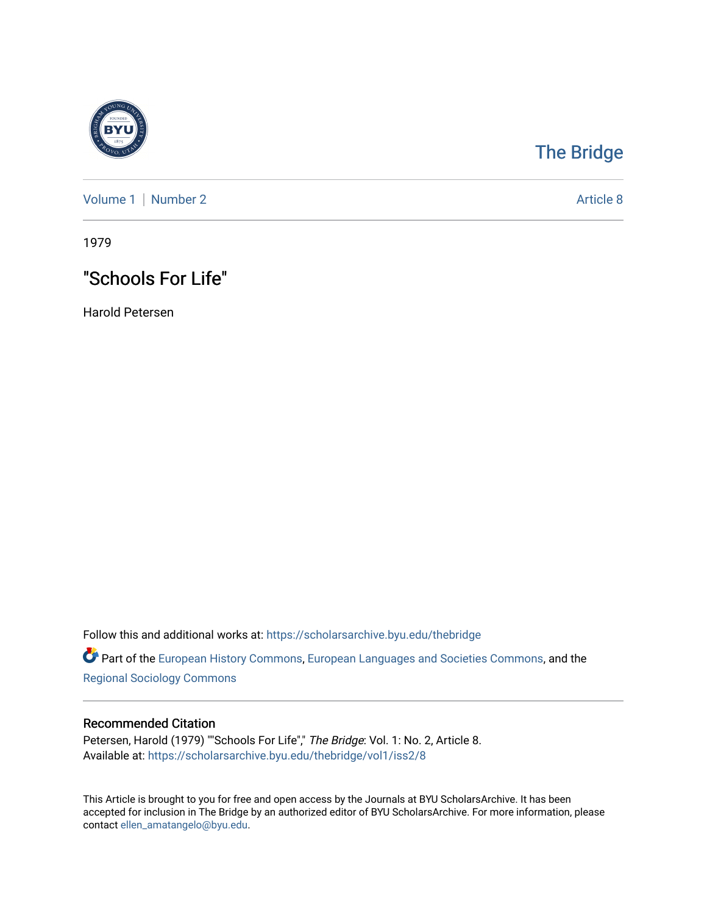The Bridge

Volume 1 | Number 2 Article 8

1979

# "Schools For Life"

Harold Petersen

Follow this and additional works at: https://scholarsarchive.byu.edu/thebridge

Part of the European History Commons, European Languages and Societies Commons, and the Regional Sociology Commons

## Recommended Citation

Petersen, Harold (1979) ""Schools For Life"," *The Bridge*: Vol. 1: No. 2, Article 8.
Available at: https://scholarsarchive.byu.edu/thebridge/vol1/iss2/8

This Article is brought to you for free and open access by the Journals at BYU ScholarsArchive. It has been accepted for inclusion in The Bridge by an authorized editor of BYU ScholarsArchive. For more information, please contact ellen_amatangelo@byu.edu.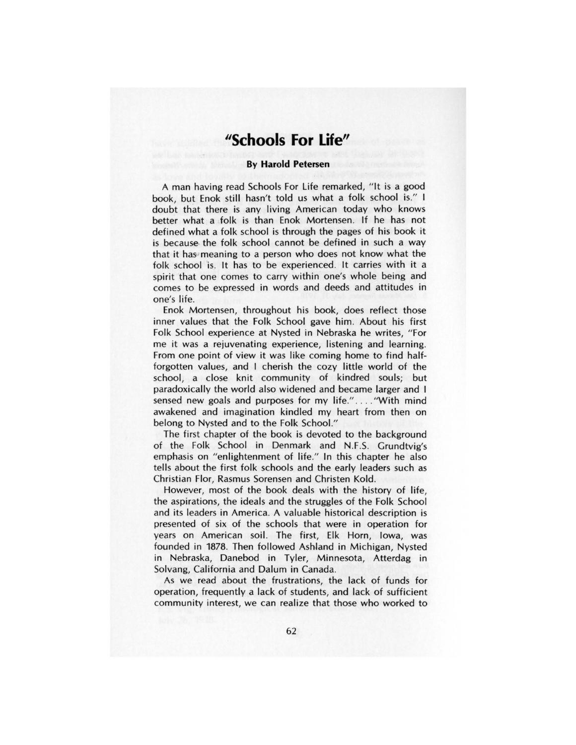# "Schools For Life"

**By Harold Petersen**

A man having read Schools For Life remarked, "It is a good book, but Enok still hasn't told us what a folk school is." I doubt that there is any living American today who knows better what a folk is than Enok Mortensen. If he has not defined what a folk school is through the pages of his book it is because the folk school cannot be defined in such a way that it has meaning to a person who does not know what the folk school is. It has to be experienced. It carries with it a spirit that one comes to carry within one's whole being and comes to be expressed in words and deeds and attitudes in one's life.

Enok Mortensen, throughout his book, does reflect those inner values that the Folk School gave him. About his first Folk School experience at Nysted in Nebraska he writes, "For me it was a rejuvenating experience, listening and learning. From one point of view it was like coming home to find half-forgotten values, and I cherish the cozy little world of the school, a close knit community of kindred souls; but paradoxically the world also widened and became larger and I sensed new goals and purposes for my life."...."With mind awakened and imagination kindled my heart from then on belong to Nysted and to the Folk School."

The first chapter of the book is devoted to the background of the Folk School in Denmark and N.F.S. Grundtvig's emphasis on "enlightenment of life." In this chapter he also tells about the first folk schools and the early leaders such as Christian Flor, Rasmus Sorensen and Christen Kold.

However, most of the book deals with the history of life, the aspirations, the ideals and the struggles of the Folk School and its leaders in America. A valuable historical description is presented of six of the schools that were in operation for years on American soil. The first, Elk Horn, Iowa, was founded in 1878. Then followed Ashland in Michigan, Nysted in Nebraska, Danebod in Tyler, Minnesota, Atterdag in Solvang, California and Dalum in Canada.

As we read about the frustrations, the lack of funds for operation, frequently a lack of students, and lack of sufficient community interest, we can realize that those who worked to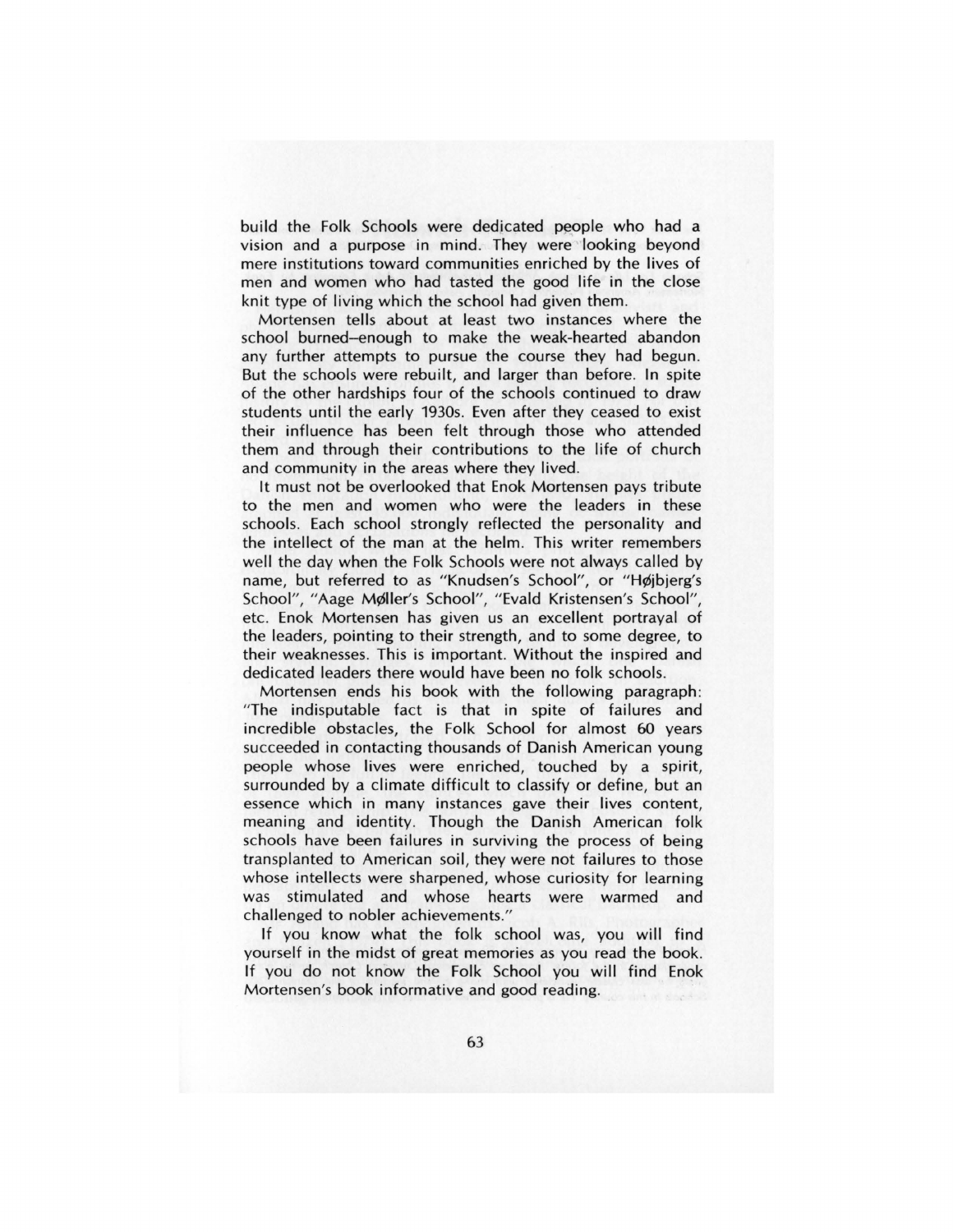build the Folk Schools were dedicated people who had a vision and a purpose in mind. They were looking beyond mere institutions toward communities enriched by the lives of men and women who had tasted the good life in the close knit type of living which the school had given them.

Mortensen tells about at least two instances where the school burned–enough to make the weak-hearted abandon any further attempts to pursue the course they had begun. But the schools were rebuilt, and larger than before. In spite of the other hardships four of the schools continued to draw students until the early 1930s. Even after they ceased to exist their influence has been felt through those who attended them and through their contributions to the life of church and community in the areas where they lived.

It must not be overlooked that Enok Mortensen pays tribute to the men and women who were the leaders in these schools. Each school strongly reflected the personality and the intellect of the man at the helm. This writer remembers well the day when the Folk Schools were not always called by name, but referred to as "Knudsen's School", or "Højbjerg's School", "Aage Møller's School", "Evald Kristensen's School", etc. Enok Mortensen has given us an excellent portrayal of the leaders, pointing to their strength, and to some degree, to their weaknesses. This is important. Without the inspired and dedicated leaders there would have been no folk schools.

Mortensen ends his book with the following paragraph: "The indisputable fact is that in spite of failures and incredible obstacles, the Folk School for almost 60 years succeeded in contacting thousands of Danish American young people whose lives were enriched, touched by a spirit, surrounded by a climate difficult to classify or define, but an essence which in many instances gave their lives content, meaning and identity. Though the Danish American folk schools have been failures in surviving the process of being transplanted to American soil, they were not failures to those whose intellects were sharpened, whose curiosity for learning was stimulated and whose hearts were warmed and challenged to nobler achievements."

If you know what the folk school was, you will find yourself in the midst of great memories as you read the book. If you do not know the Folk School you will find Enok Mortensen's book informative and good reading.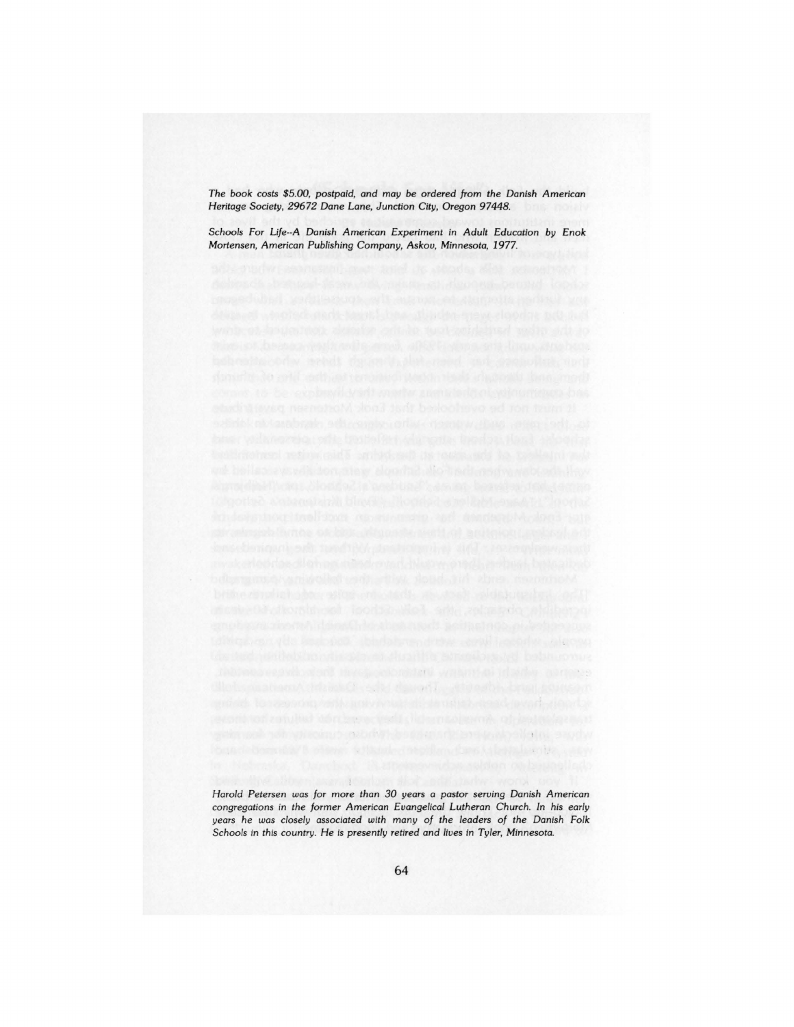*The book costs $5.00, postpaid, and may be ordered from the Danish American Heritage Society, 29672 Dane Lane, Junction City, Oregon 97448.*

*Schools For Life--A Danish American Experiment in Adult Education by Enok Mortensen, American Publishing Company, Askov, Minnesota, 1977.*

*Harold Petersen was for more than 30 years a pastor serving Danish American congregations in the former American Evangelical Lutheran Church. In his early years he was closely associated with many of the leaders of the Danish Folk Schools in this country. He is presently retired and lives in Tyler, Minnesota.*